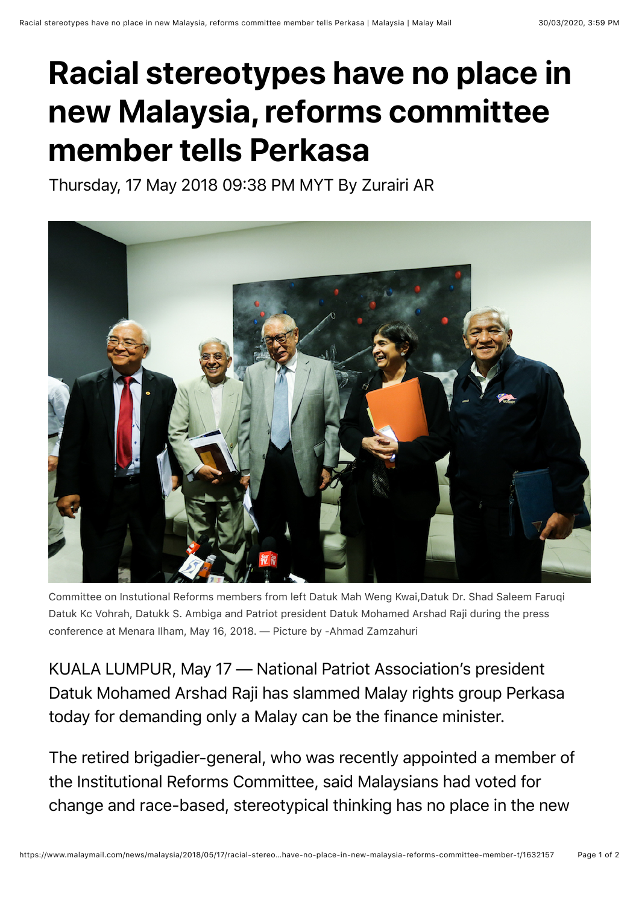# Racial stereotypes have no place in new Malaysia, reforms committee member tells Perkasa

Thursday, 17 May 2018 09:38 PM MYT By Zurairi AR

Committee on Instutional Reforms members from left Datuk Mah Weng Kwai,Datuk Dr. Shad Saleem Faruqi Datuk Kc Vohrah, Datukk S. Ambiga and Patriot president Datuk Mohamed Arshad Raji during the press conference at Menara Ilham, May 16, 2018. — Picture by -Ahmad Zamzahuri

KUALA LUMPUR, May 17 — National Patriot Association's president Datuk Mohamed Arshad Raji has slammed Malay rights group Perkasa today for demanding only a Malay can be the finance minister.

The retired brigadier-general, who was recently appointed a member of the Institutional Reforms Committee, said Malaysians had voted for change and race-based, stereotypical thinking has no place in the new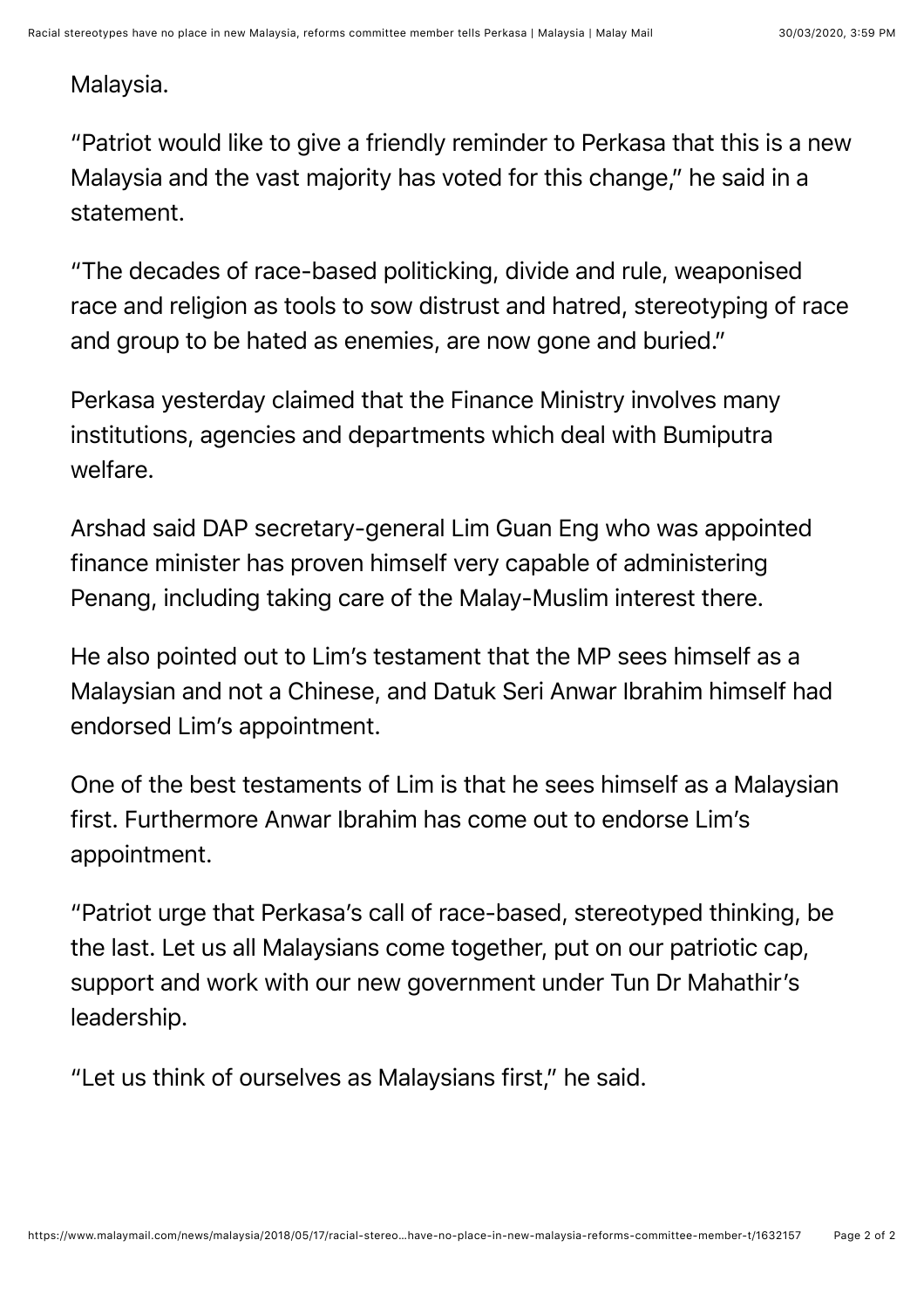Malaysia.

“Patriot would like to give a friendly reminder to Perkasa that this is a new Malaysia and the vast majority has voted for this change,” he said in a statement.

“The decades of race-based politicking, divide and rule, weaponised race and religion as tools to sow distrust and hatred, stereotyping of race and group to be hated as enemies, are now gone and buried.”

Perkasa yesterday claimed that the Finance Ministry involves many institutions, agencies and departments which deal with Bumiputra welfare.

Arshad said DAP secretary-general Lim Guan Eng who was appointed finance minister has proven himself very capable of administering Penang, including taking care of the Malay-Muslim interest there.

He also pointed out to Lim’s testament that the MP sees himself as a Malaysian and not a Chinese, and Datuk Seri Anwar Ibrahim himself had endorsed Lim’s appointment.

One of the best testaments of Lim is that he sees himself as a Malaysian first. Furthermore Anwar Ibrahim has come out to endorse Lim’s appointment.

“Patriot urge that Perkasa’s call of race-based, stereotyped thinking, be the last. Let us all Malaysians come together, put on our patriotic cap, support and work with our new government under Tun Dr Mahathir’s leadership.

“Let us think of ourselves as Malaysians first,” he said.